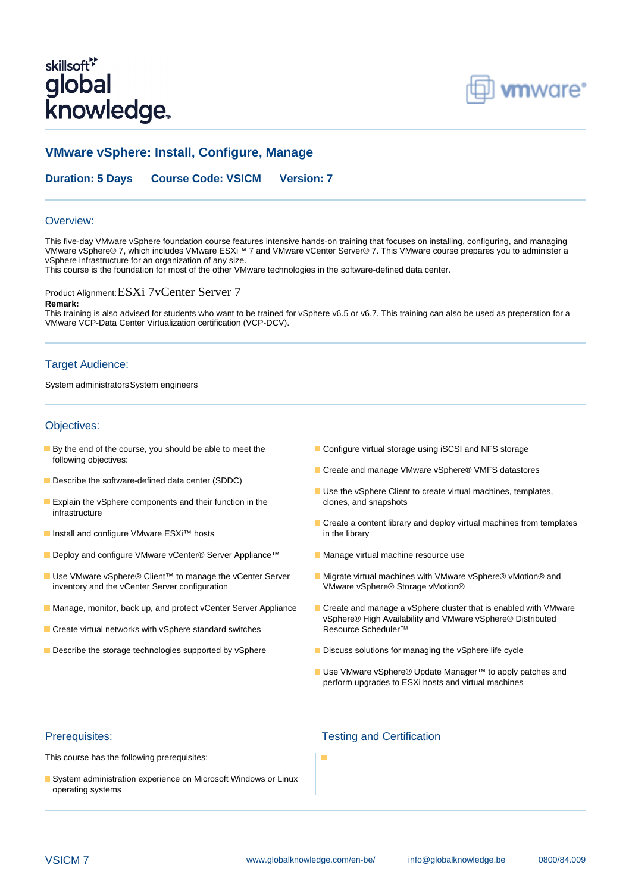# VMware vSphere: Install, Configure, Manage

**Duration: 5 Days** **Course Code: VSICM** **Version: 7**

## Overview:

This five-day VMware vSphere foundation course features intensive hands-on training that focuses on installing, configuring, and managing VMware vSphere® 7, which includes VMware ESXi™ 7 and VMware vCenter Server® 7. This VMware course prepares you to administer a vSphere infrastructure for an organization of any size.
This course is the foundation for most of the other VMware technologies in the software-defined data center.

Product Alignment: ESXi 7vCenter Server 7

**Remark:**
This training is also advised for students who want to be trained for vSphere v6.5 or v6.7. This training can also be used as preperation for a VMware VCP-Data Center Virtualization certification (VCP-DCV).

## Target Audience:

System administrators System engineers

## Objectives:

- By the end of the course, you should be able to meet the following objectives:
- Describe the software-defined data center (SDDC)
- Explain the vSphere components and their function in the infrastructure
- Install and configure VMware ESXi™ hosts
- Deploy and configure VMware vCenter® Server Appliance™
- Use VMware vSphere® Client™ to manage the vCenter Server inventory and the vCenter Server configuration
- Manage, monitor, back up, and protect vCenter Server Appliance
- Create virtual networks with vSphere standard switches
- Describe the storage technologies supported by vSphere
- Configure virtual storage using iSCSI and NFS storage
- Create and manage VMware vSphere® VMFS datastores
- Use the vSphere Client to create virtual machines, templates, clones, and snapshots
- Create a content library and deploy virtual machines from templates in the library
- Manage virtual machine resource use
- Migrate virtual machines with VMware vSphere® vMotion® and VMware vSphere® Storage vMotion®
- Create and manage a vSphere cluster that is enabled with VMware vSphere® High Availability and VMware vSphere® Distributed Resource Scheduler™
- Discuss solutions for managing the vSphere life cycle
- Use VMware vSphere® Update Manager™ to apply patches and perform upgrades to ESXi hosts and virtual machines

## Prerequisites:

This course has the following prerequisites:

- System administration experience on Microsoft Windows or Linux operating systems

## Testing and Certification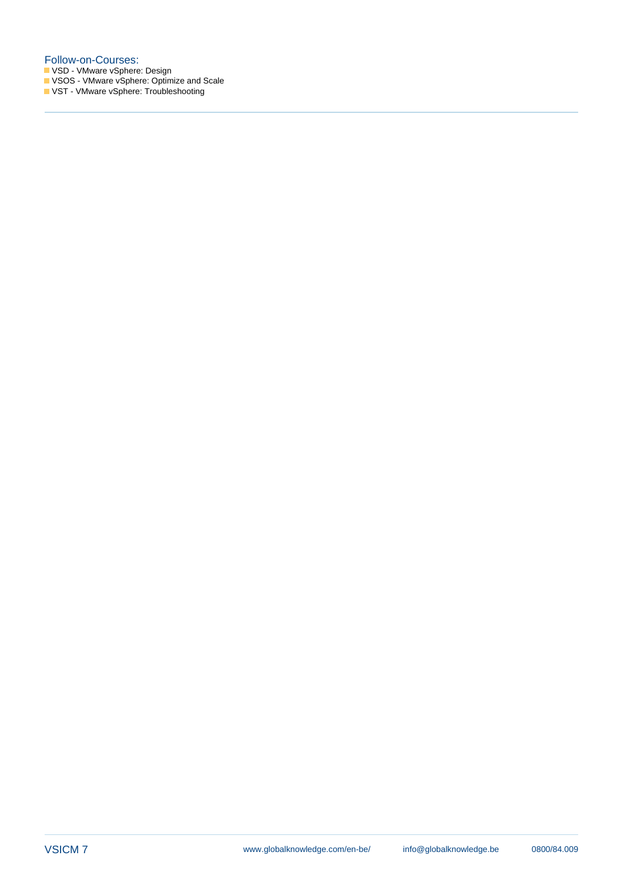## Follow-on-Courses:

- VSD - VMware vSphere: Design
- VSOS - VMware vSphere: Optimize and Scale
- VST - VMware vSphere: Troubleshooting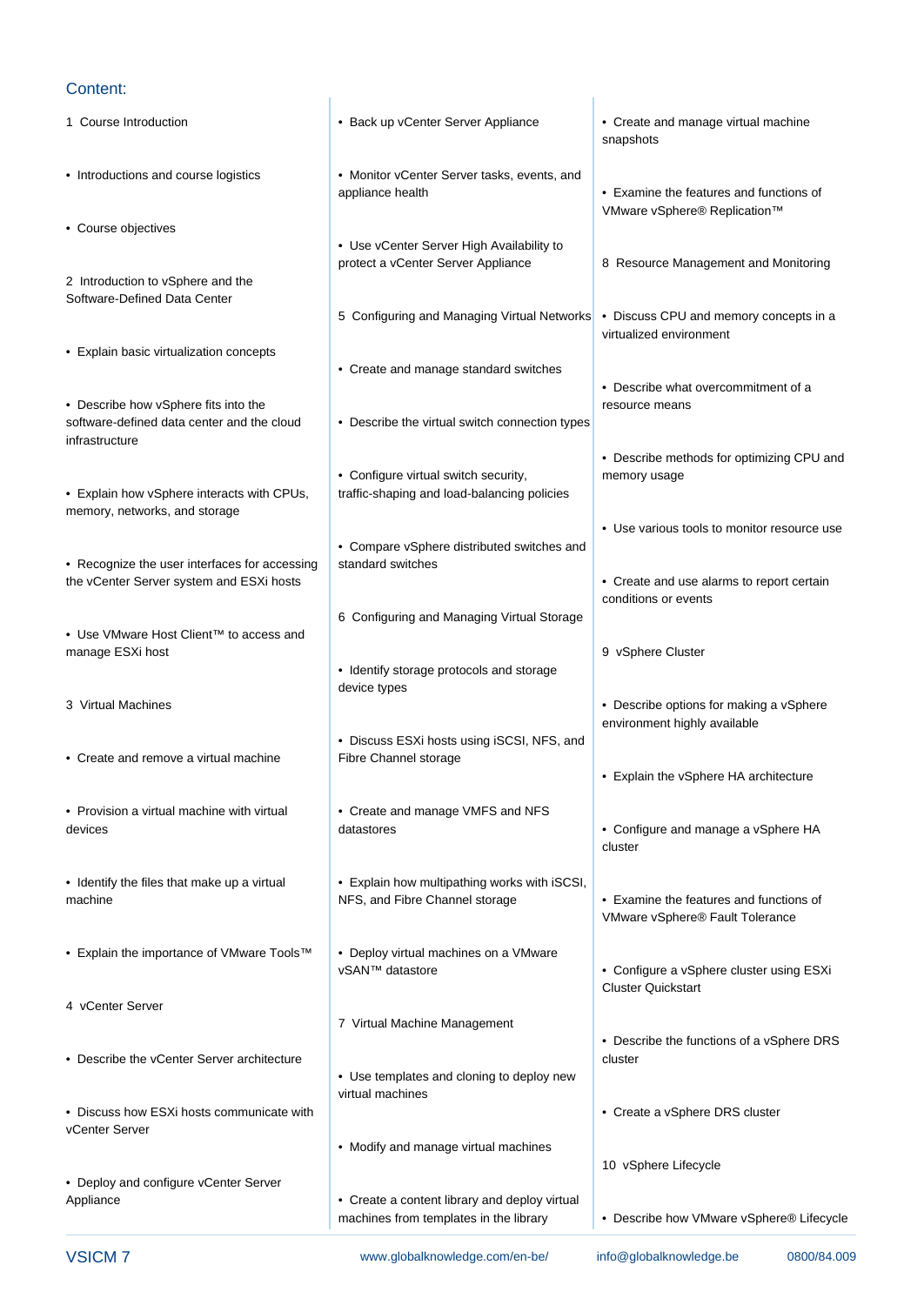## Content:

1 Course Introduction

- Introductions and course logistics
- Course objectives

2 Introduction to vSphere and the Software-Defined Data Center

- Explain basic virtualization concepts
- Describe how vSphere fits into the software-defined data center and the cloud infrastructure
- Explain how vSphere interacts with CPUs, memory, networks, and storage
- Recognize the user interfaces for accessing the vCenter Server system and ESXi hosts
- Use VMware Host Client™ to access and manage ESXi host

3 Virtual Machines

- Create and remove a virtual machine
- Provision a virtual machine with virtual devices
- Identify the files that make up a virtual machine
- Explain the importance of VMware Tools™

4 vCenter Server

- Describe the vCenter Server architecture
- Discuss how ESXi hosts communicate with vCenter Server
- Deploy and configure vCenter Server Appliance
- Back up vCenter Server Appliance
- Monitor vCenter Server tasks, events, and appliance health
- Use vCenter Server High Availability to protect a vCenter Server Appliance

5 Configuring and Managing Virtual Networks

- Create and manage standard switches
- Describe the virtual switch connection types
- Configure virtual switch security, traffic-shaping and load-balancing policies
- Compare vSphere distributed switches and standard switches

6 Configuring and Managing Virtual Storage

- Identify storage protocols and storage device types
- Discuss ESXi hosts using iSCSI, NFS, and Fibre Channel storage
- Create and manage VMFS and NFS datastores
- Explain how multipathing works with iSCSI, NFS, and Fibre Channel storage
- Deploy virtual machines on a VMware vSAN™ datastore

7 Virtual Machine Management

- Use templates and cloning to deploy new virtual machines
- Modify and manage virtual machines
- Create a content library and deploy virtual machines from templates in the library
- Create and manage virtual machine snapshots
- Examine the features and functions of VMware vSphere® Replication™

8 Resource Management and Monitoring

- Discuss CPU and memory concepts in a virtualized environment
- Describe what overcommitment of a resource means
- Describe methods for optimizing CPU and memory usage
- Use various tools to monitor resource use
- Create and use alarms to report certain conditions or events

9 vSphere Cluster

- Describe options for making a vSphere environment highly available
- Explain the vSphere HA architecture
- Configure and manage a vSphere HA cluster
- Examine the features and functions of VMware vSphere® Fault Tolerance
- Configure a vSphere cluster using ESXi Cluster Quickstart
- Describe the functions of a vSphere DRS cluster
- Create a vSphere DRS cluster

10 vSphere Lifecycle

- Describe how VMware vSphere® Lifecycle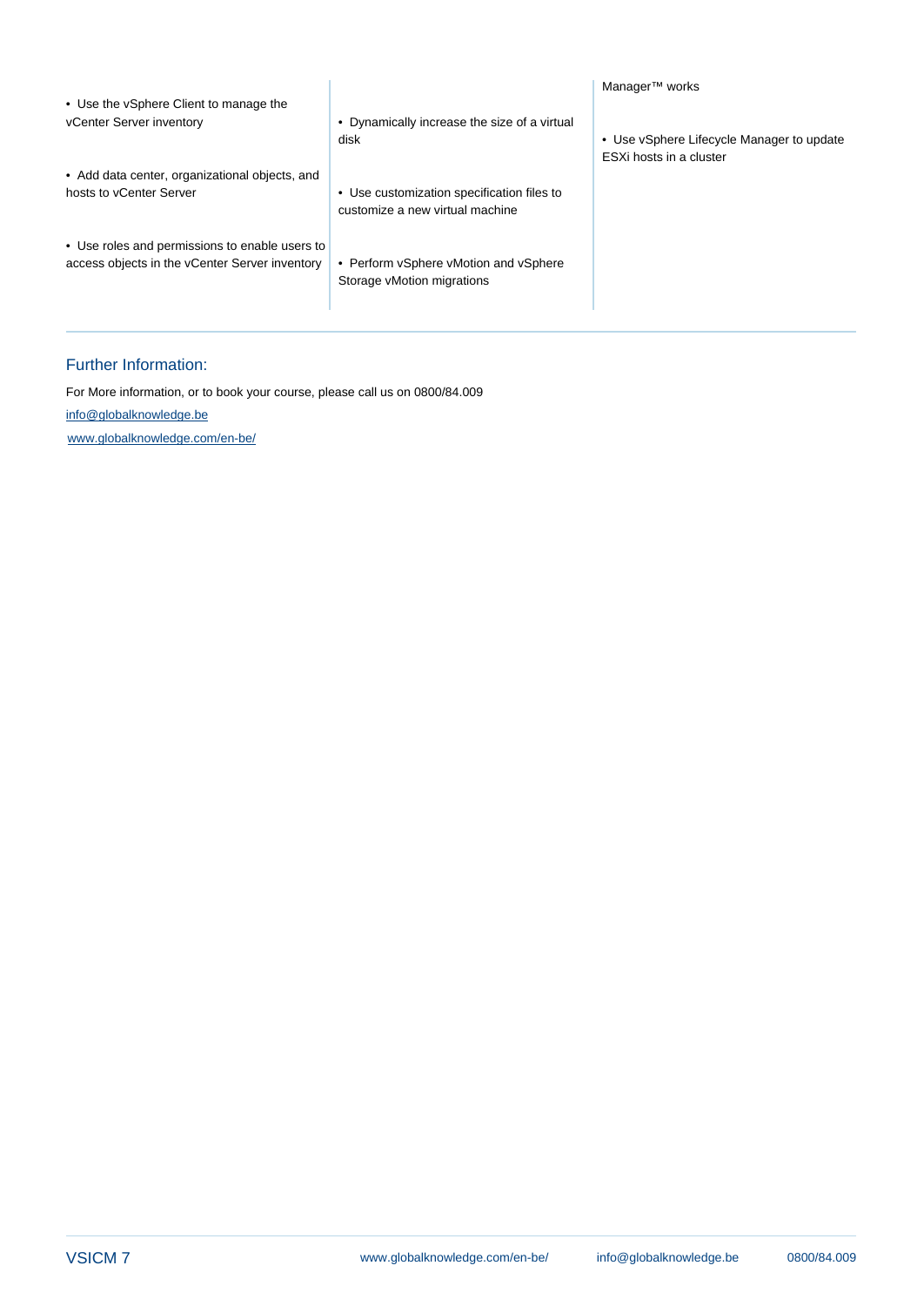- Use the vSphere Client to manage the vCenter Server inventory
- Add data center, organizational objects, and hosts to vCenter Server
- Use roles and permissions to enable users to access objects in the vCenter Server inventory
- Dynamically increase the size of a virtual disk
- Use customization specification files to customize a new virtual machine
- Perform vSphere vMotion and vSphere Storage vMotion migrations

Manager™ works

- Use vSphere Lifecycle Manager to update ESXi hosts in a cluster

## Further Information:

For More information, or to book your course, please call us on 0800/84.009

info@globalknowledge.be

www.globalknowledge.com/en-be/